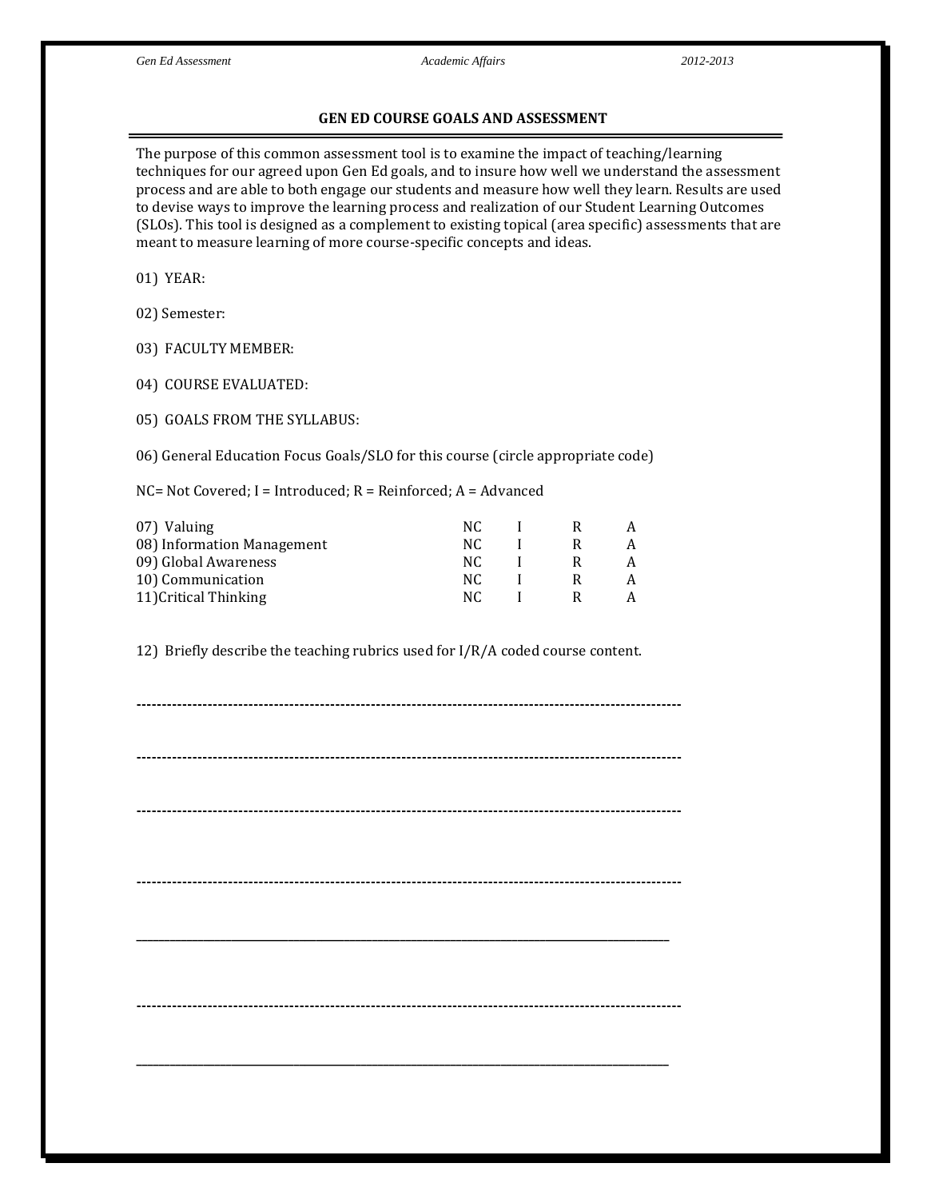## GEN ED COURSE GOALS AND ASSESSMENT

The purpose of this common assessment tool is to examine the impact of teaching/learning techniques for our agreed upon Gen Ed goals, and to insure how well we understand the assessment process and are able to both engage our students and measure how well they learn. Results are used to devise ways to improve the learning process and realization of our Student Learning Outcomes (SLOs). This tool is designed as a complement to existing topical (area specific) assessments that are meant to measure learning of more course-specific concepts and ideas.

01) YEAR:

02) Semester:

03) FACULTY MEMBER:

04) COURSE EVALUATED:

05) GOALS FROM THE SYLLABUS:

06) General Education Focus Goals/SLO for this course (circle appropriate code)

NC= Not Covered; I = Introduced; R = Reinforced; A = Advanced

| | | | | |
|---|---|---|---|---|
| 07) Valuing | NC | I | R | A |
| 08) Information Management | NC | I | R | A |
| 09) Global Awareness | NC | I | R | A |
| 10) Communication | NC | I | R | A |
| 11)Critical Thinking | NC | I | R | A |

12) Briefly describe the teaching rubrics used for I/R/A coded course content.

--------------------------------------------------------------------------------------------------------

--------------------------------------------------------------------------------------------------------

--------------------------------------------------------------------------------------------------------

--------------------------------------------------------------------------------------------------------

______________________________________________________________________________

--------------------------------------------------------------------------------------------------------

______________________________________________________________________________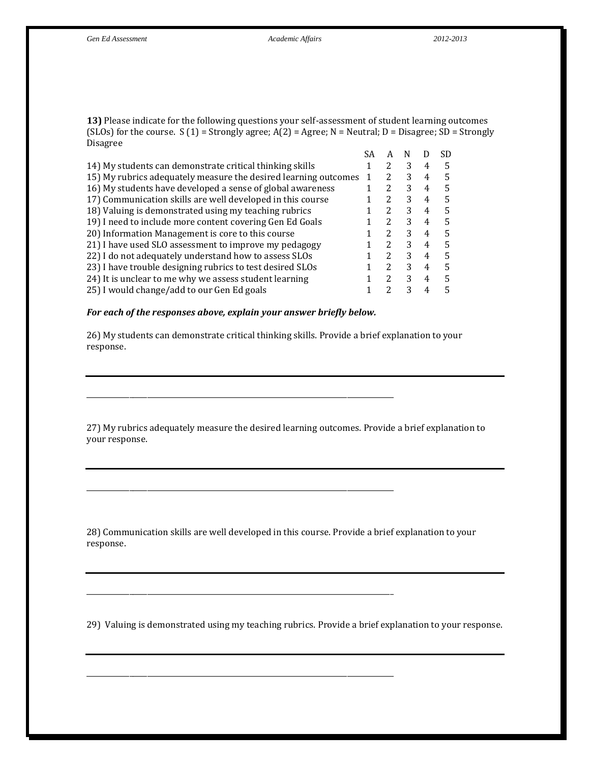**13)** Please indicate for the following questions your self-assessment of student learning outcomes (SLOs) for the course. S (1) = Strongly agree; A(2) = Agree; N = Neutral; D = Disagree; SD = Strongly Disagree

| | SA | A | N | D | SD |
|---|---|---|---|---|---|
| 14) My students can demonstrate critical thinking skills | 1 | 2 | 3 | 4 | 5 |
| 15) My rubrics adequately measure the desired learning outcomes | 1 | 2 | 3 | 4 | 5 |
| 16) My students have developed a sense of global awareness | 1 | 2 | 3 | 4 | 5 |
| 17) Communication skills are well developed in this course | 1 | 2 | 3 | 4 | 5 |
| 18) Valuing is demonstrated using my teaching rubrics | 1 | 2 | 3 | 4 | 5 |
| 19) I need to include more content covering Gen Ed Goals | 1 | 2 | 3 | 4 | 5 |
| 20) Information Management is core to this course | 1 | 2 | 3 | 4 | 5 |
| 21) I have used SLO assessment to improve my pedagogy | 1 | 2 | 3 | 4 | 5 |
| 22) I do not adequately understand how to assess SLOs | 1 | 2 | 3 | 4 | 5 |
| 23) I have trouble designing rubrics to test desired SLOs | 1 | 2 | 3 | 4 | 5 |
| 24) It is unclear to me why we assess student learning | 1 | 2 | 3 | 4 | 5 |
| 25) I would change/add to our Gen Ed goals | 1 | 2 | 3 | 4 | 5 |

***For each of the responses above, explain your answer briefly below.***

26) My students can demonstrate critical thinking skills. Provide a brief explanation to your response.

___________________________________________________________________________

27) My rubrics adequately measure the desired learning outcomes. Provide a brief explanation to your response.

___________________________________________________________________________

28) Communication skills are well developed in this course. Provide a brief explanation to your response.

___________________________________________________________________________

29) Valuing is demonstrated using my teaching rubrics. Provide a brief explanation to your response.

___________________________________________________________________________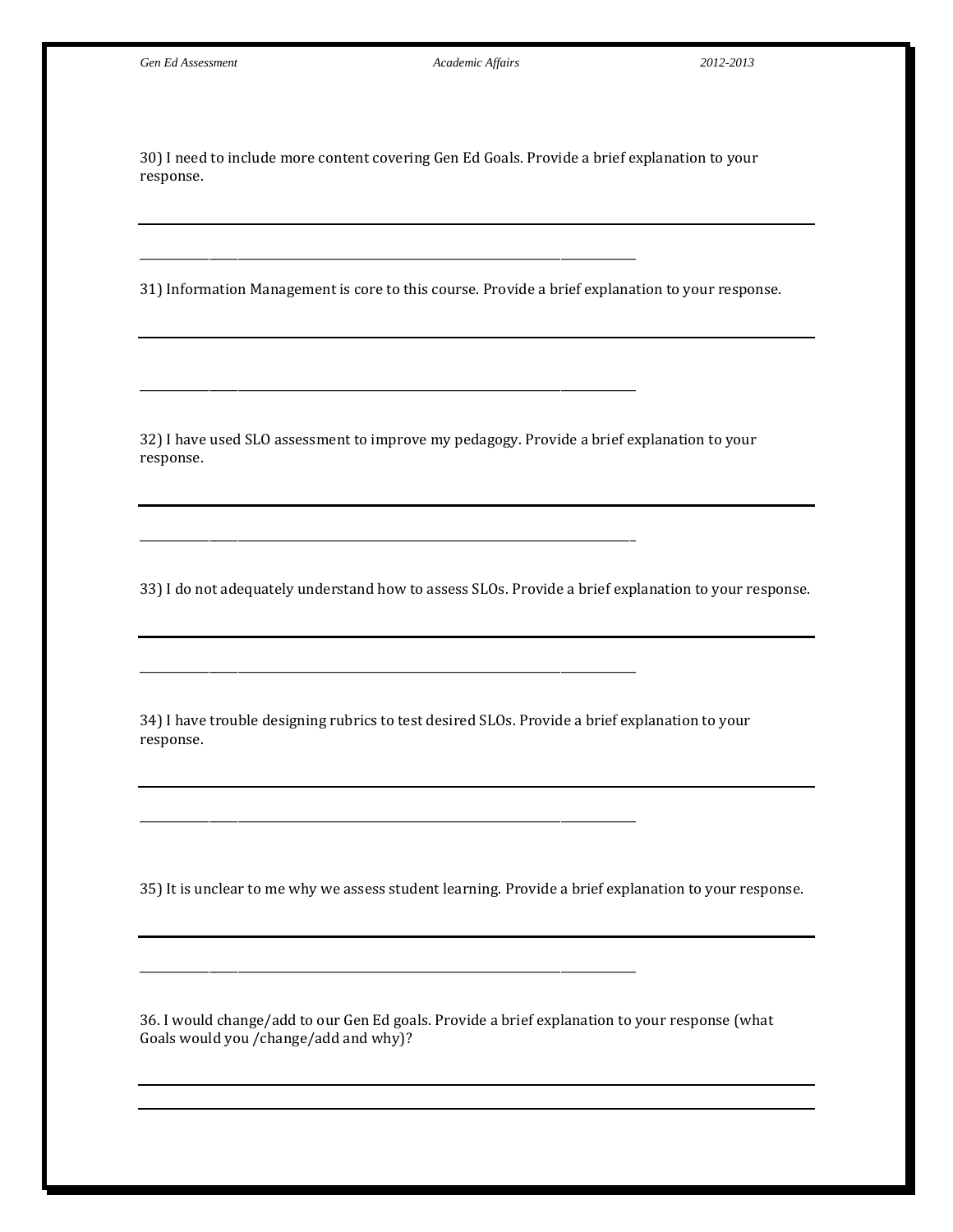30) I need to include more content covering Gen Ed Goals. Provide a brief explanation to your response.

31) Information Management is core to this course. Provide a brief explanation to your response.

32) I have used SLO assessment to improve my pedagogy. Provide a brief explanation to your response.

33) I do not adequately understand how to assess SLOs. Provide a brief explanation to your response.

34) I have trouble designing rubrics to test desired SLOs. Provide a brief explanation to your response.

35) It is unclear to me why we assess student learning. Provide a brief explanation to your response.

36. I would change/add to our Gen Ed goals. Provide a brief explanation to your response (what Goals would you /change/add and why)?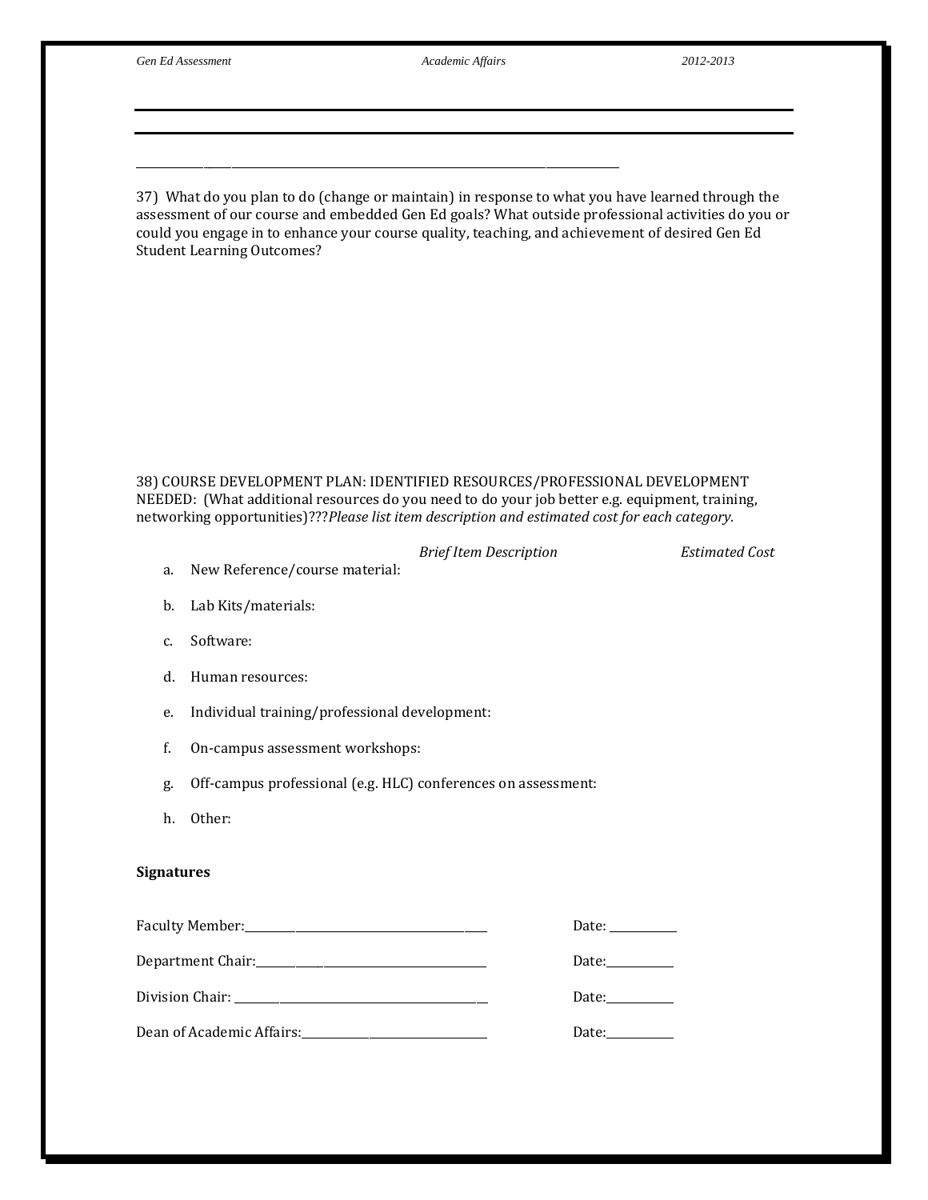37) What do you plan to do (change or maintain) in response to what you have learned through the assessment of our course and embedded Gen Ed goals? What outside professional activities do you or could you engage in to enhance your course quality, teaching, and achievement of desired Gen Ed Student Learning Outcomes?

38) COURSE DEVELOPMENT PLAN: IDENTIFIED RESOURCES/PROFESSIONAL DEVELOPMENT NEEDED: (What additional resources do you need to do your job better e.g. equipment, training, networking opportunities)???*Please list item description and estimated cost for each category.*

| | *Brief Item Description* | *Estimated Cost* |
|---|---|---|
| a. New Reference/course material: | | |
| b. Lab Kits/materials: | | |
| c. Software: | | |
| d. Human resources: | | |
| e. Individual training/professional development: | | |
| f. On-campus assessment workshops: | | |
| g. Off-campus professional (e.g. HLC) conferences on assessment: | | |
| h. Other: | | |

**Signatures**

Faculty Member:\_\_\_\_\_\_\_\_\_\_\_\_\_\_\_\_\_\_\_\_\_\_\_\_\_\_\_\_\_\_\_\_\_\_ Date: \_\_\_\_\_\_\_\_\_\_

Department Chair:\_\_\_\_\_\_\_\_\_\_\_\_\_\_\_\_\_\_\_\_\_\_\_\_\_\_\_\_\_\_\_\_ Date:\_\_\_\_\_\_\_\_\_\_

Division Chair: \_\_\_\_\_\_\_\_\_\_\_\_\_\_\_\_\_\_\_\_\_\_\_\_\_\_\_\_\_\_\_\_\_\_ Date:\_\_\_\_\_\_\_\_\_\_

Dean of Academic Affairs:\_\_\_\_\_\_\_\_\_\_\_\_\_\_\_\_\_\_\_\_\_\_\_\_\_\_ Date:\_\_\_\_\_\_\_\_\_\_